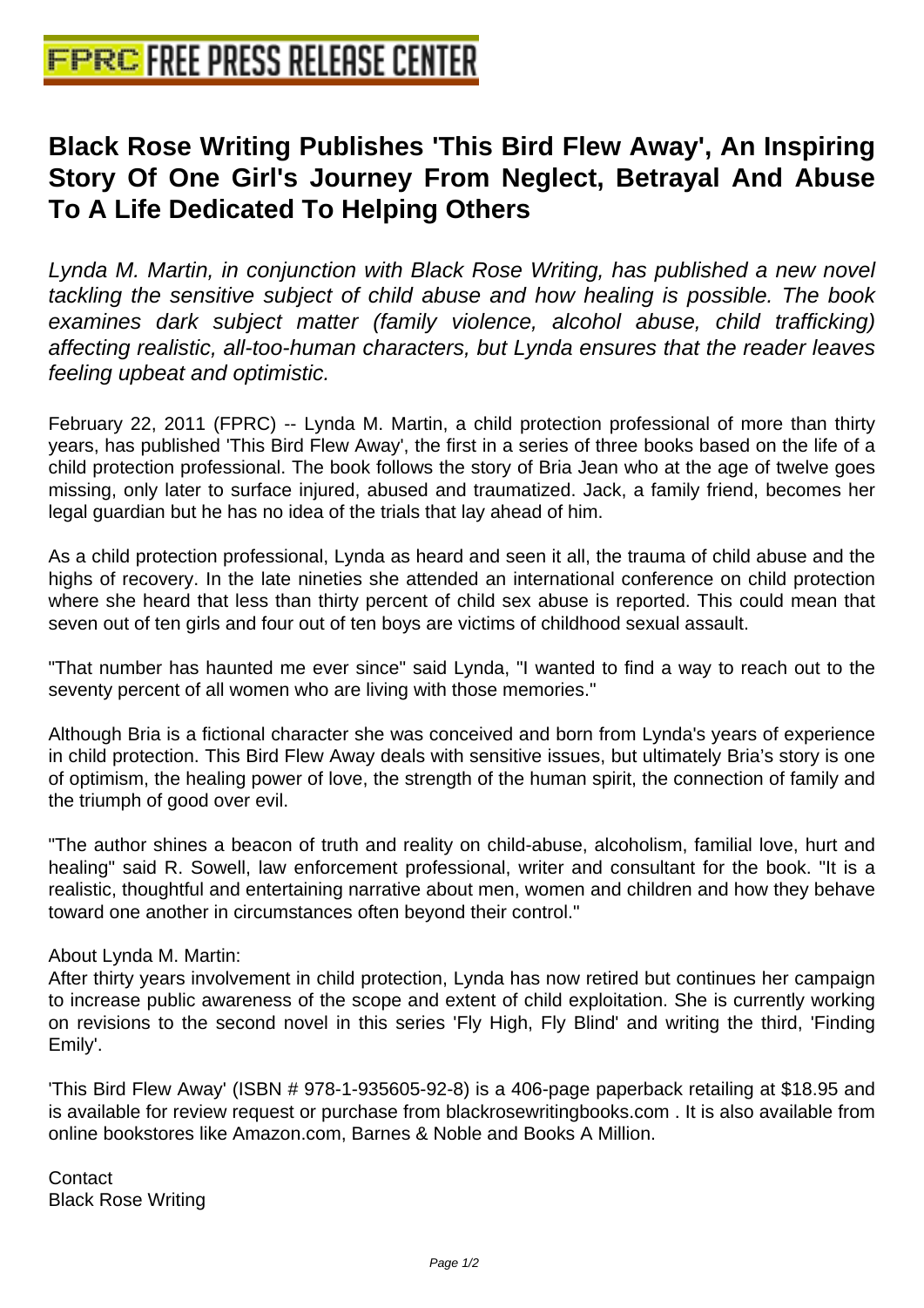# FPRC FREE PRESS RELEASE CENTER

## Black Rose Writing Publishes 'This Bird Flew Away', An Inspiring Story Of One Girl's Journey From Neglect, Betrayal And Abuse To A Life Dedicated To Helping Others

*Lynda M. Martin, in conjunction with Black Rose Writing, has published a new novel tackling the sensitive subject of child abuse and how healing is possible. The book examines dark subject matter (family violence, alcohol abuse, child trafficking) affecting realistic, all-too-human characters, but Lynda ensures that the reader leaves feeling upbeat and optimistic.*

February 22, 2011 (FPRC) -- Lynda M. Martin, a child protection professional of more than thirty years, has published 'This Bird Flew Away', the first in a series of three books based on the life of a child protection professional. The book follows the story of Bria Jean who at the age of twelve goes missing, only later to surface injured, abused and traumatized. Jack, a family friend, becomes her legal guardian but he has no idea of the trials that lay ahead of him.

As a child protection professional, Lynda as heard and seen it all, the trauma of child abuse and the highs of recovery. In the late nineties she attended an international conference on child protection where she heard that less than thirty percent of child sex abuse is reported. This could mean that seven out of ten girls and four out of ten boys are victims of childhood sexual assault.

"That number has haunted me ever since" said Lynda, "I wanted to find a way to reach out to the seventy percent of all women who are living with those memories."

Although Bria is a fictional character she was conceived and born from Lynda's years of experience in child protection. This Bird Flew Away deals with sensitive issues, but ultimately Bria's story is one of optimism, the healing power of love, the strength of the human spirit, the connection of family and the triumph of good over evil.

"The author shines a beacon of truth and reality on child-abuse, alcoholism, familial love, hurt and healing" said R. Sowell, law enforcement professional, writer and consultant for the book. "It is a realistic, thoughtful and entertaining narrative about men, women and children and how they behave toward one another in circumstances often beyond their control."

About Lynda M. Martin:
After thirty years involvement in child protection, Lynda has now retired but continues her campaign to increase public awareness of the scope and extent of child exploitation. She is currently working on revisions to the second novel in this series 'Fly High, Fly Blind' and writing the third, 'Finding Emily'.

'This Bird Flew Away' (ISBN # 978-1-935605-92-8) is a 406-page paperback retailing at $18.95 and is available for review request or purchase from blackrosewritingbooks.com . It is also available from online bookstores like Amazon.com, Barnes & Noble and Books A Million.

Contact
Black Rose Writing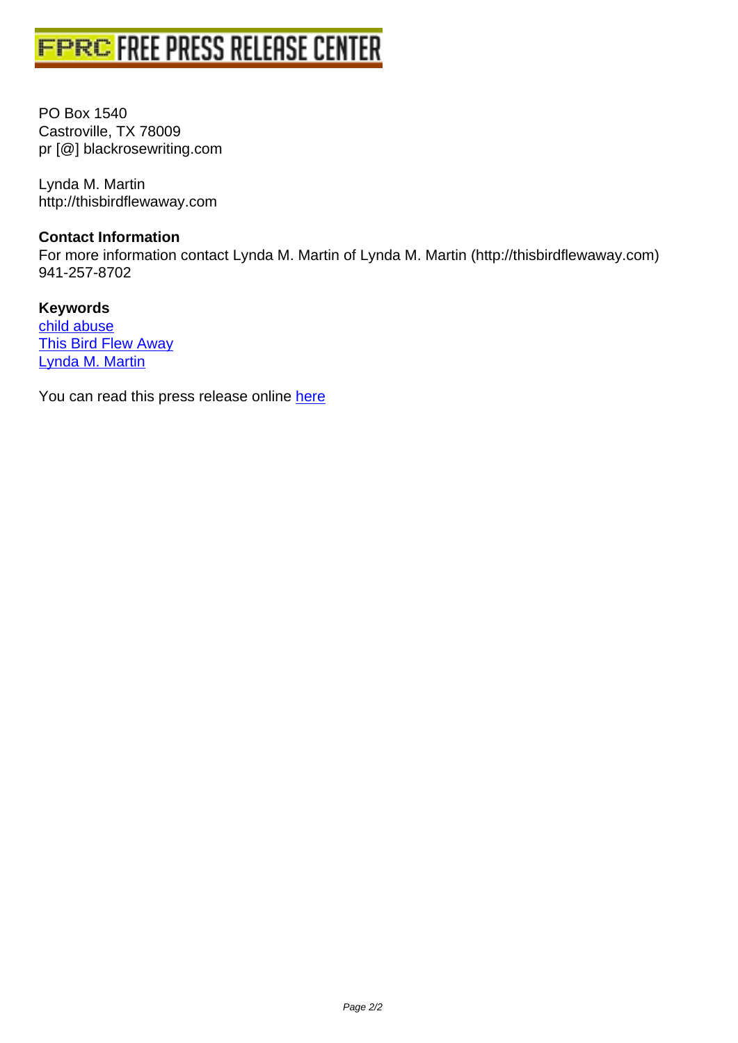PO Box 1540
Castroville, TX 78009
pr [@] blackrosewriting.com

Lynda M. Martin
http://thisbirdflewaway.com

**Contact Information**
For more information contact Lynda M. Martin of Lynda M. Martin (http://thisbirdflewaway.com)
941-257-8702

**Keywords**
child abuse
This Bird Flew Away
Lynda M. Martin

You can read this press release online here